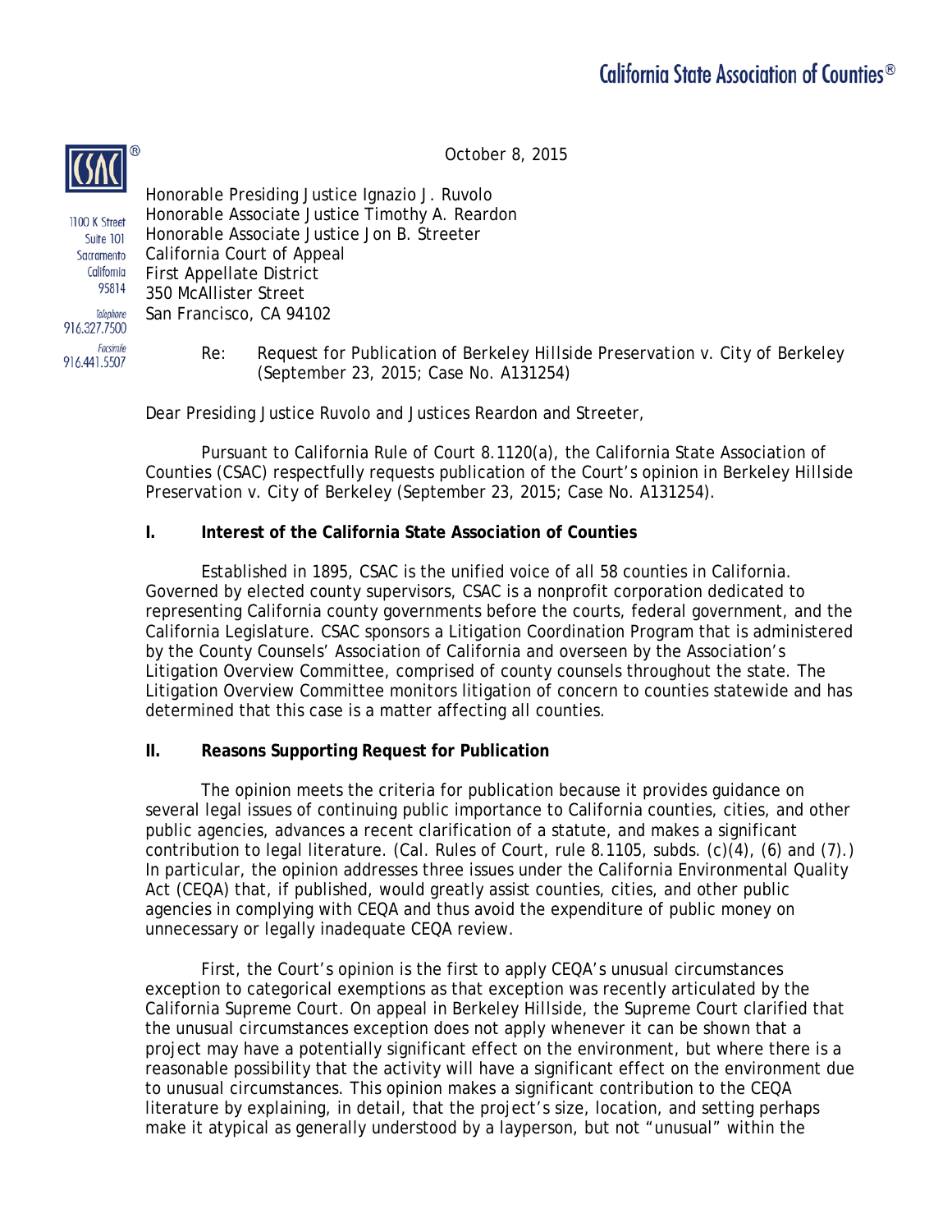California State Association of Counties®

1100 K Street
Suite 101
Sacramento
California
95814

Telephone
916.327.7500

Facsimile
916.441.5507

October 8, 2015

Honorable Presiding Justice Ignazio J. Ruvolo
Honorable Associate Justice Timothy A. Reardon
Honorable Associate Justice Jon B. Streeter
California Court of Appeal
First Appellate District
350 McAllister Street
San Francisco, CA 94102

Re: Request for Publication of *Berkeley Hillside Preservation v. City of Berkeley* (September 23, 2015; Case No. A131254)

Dear Presiding Justice Ruvolo and Justices Reardon and Streeter,

Pursuant to California Rule of Court 8.1120(a), the California State Association of Counties (CSAC) respectfully requests publication of the Court's opinion in *Berkeley Hillside Preservation v. City of Berkeley* (September 23, 2015; Case No. A131254).

**I. Interest of the California State Association of Counties**

Established in 1895, CSAC is the unified voice of all 58 counties in California. Governed by elected county supervisors, CSAC is a nonprofit corporation dedicated to representing California county governments before the courts, federal government, and the California Legislature. CSAC sponsors a Litigation Coordination Program that is administered by the County Counsels' Association of California and overseen by the Association's Litigation Overview Committee, comprised of county counsels throughout the state. The Litigation Overview Committee monitors litigation of concern to counties statewide and has determined that this case is a matter affecting all counties.

**II. Reasons Supporting Request for Publication**

The opinion meets the criteria for publication because it provides guidance on several legal issues of continuing public importance to California counties, cities, and other public agencies, advances a recent clarification of a statute, and makes a significant contribution to legal literature. (Cal. Rules of Court, rule 8.1105, subds. (c)(4), (6) and (7).) In particular, the opinion addresses three issues under the California Environmental Quality Act (CEQA) that, if published, would greatly assist counties, cities, and other public agencies in complying with CEQA and thus avoid the expenditure of public money on unnecessary or legally inadequate CEQA review.

First, the Court's opinion is the first to apply CEQA's unusual circumstances exception to categorical exemptions as that exception was recently articulated by the California Supreme Court. On appeal in *Berkeley Hillside*, the Supreme Court clarified that the unusual circumstances exception does not apply whenever it can be shown that a project may have a potentially significant effect on the environment, but where there is a reasonable possibility that the activity will have a significant effect on the environment due to unusual circumstances. This opinion makes a significant contribution to the CEQA literature by explaining, in detail, that the project's size, location, and setting perhaps make it atypical as generally understood by a layperson, but not "unusual" within the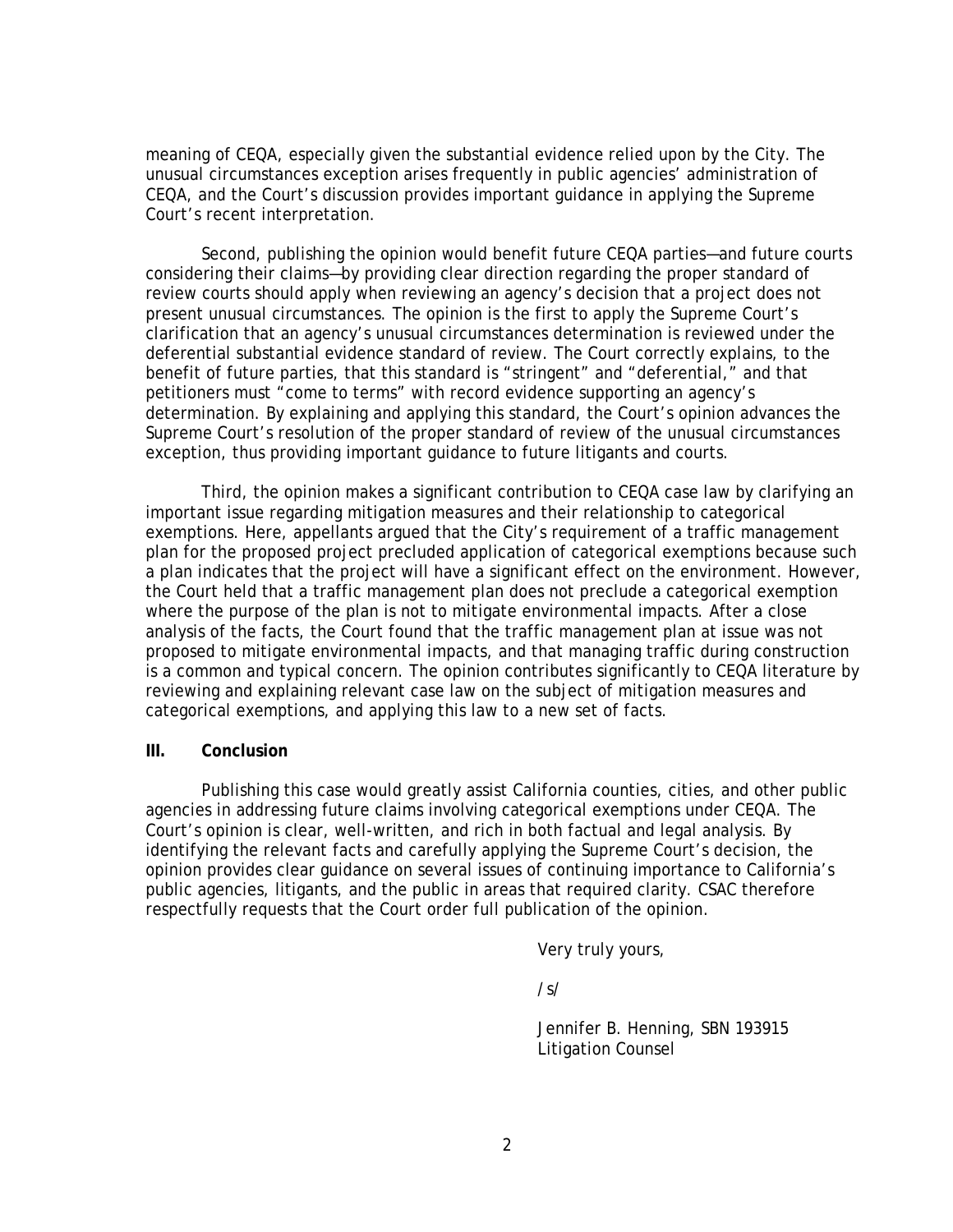meaning of CEQA, especially given the substantial evidence relied upon by the City. The unusual circumstances exception arises frequently in public agencies' administration of CEQA, and the Court's discussion provides important guidance in applying the Supreme Court's recent interpretation.

Second, publishing the opinion would benefit future CEQA parties—and future courts considering their claims—by providing clear direction regarding the proper standard of review courts should apply when reviewing an agency's decision that a project does not present unusual circumstances. The opinion is the first to apply the Supreme Court's clarification that an agency's unusual circumstances determination is reviewed under the deferential substantial evidence standard of review. The Court correctly explains, to the benefit of future parties, that this standard is "stringent" and "deferential," and that petitioners must "come to terms" with record evidence supporting an agency's determination. By explaining and applying this standard, the Court's opinion advances the Supreme Court's resolution of the proper standard of review of the unusual circumstances exception, thus providing important guidance to future litigants and courts.

Third, the opinion makes a significant contribution to CEQA case law by clarifying an important issue regarding mitigation measures and their relationship to categorical exemptions. Here, appellants argued that the City's requirement of a traffic management plan for the proposed project precluded application of categorical exemptions because such a plan indicates that the project will have a significant effect on the environment. However, the Court held that a traffic management plan does not preclude a categorical exemption where the purpose of the plan is not to mitigate environmental impacts. After a close analysis of the facts, the Court found that the traffic management plan at issue was not proposed to mitigate environmental impacts, and that managing traffic during construction is a common and typical concern. The opinion contributes significantly to CEQA literature by reviewing and explaining relevant case law on the subject of mitigation measures and categorical exemptions, and applying this law to a new set of facts.

**III. Conclusion**

Publishing this case would greatly assist California counties, cities, and other public agencies in addressing future claims involving categorical exemptions under CEQA. The Court's opinion is clear, well-written, and rich in both factual and legal analysis. By identifying the relevant facts and carefully applying the Supreme Court's decision, the opinion provides clear guidance on several issues of continuing importance to California's public agencies, litigants, and the public in areas that required clarity. CSAC therefore respectfully requests that the Court order full publication of the opinion.

Very truly yours,

/s/

Jennifer B. Henning, SBN 193915
Litigation Counsel